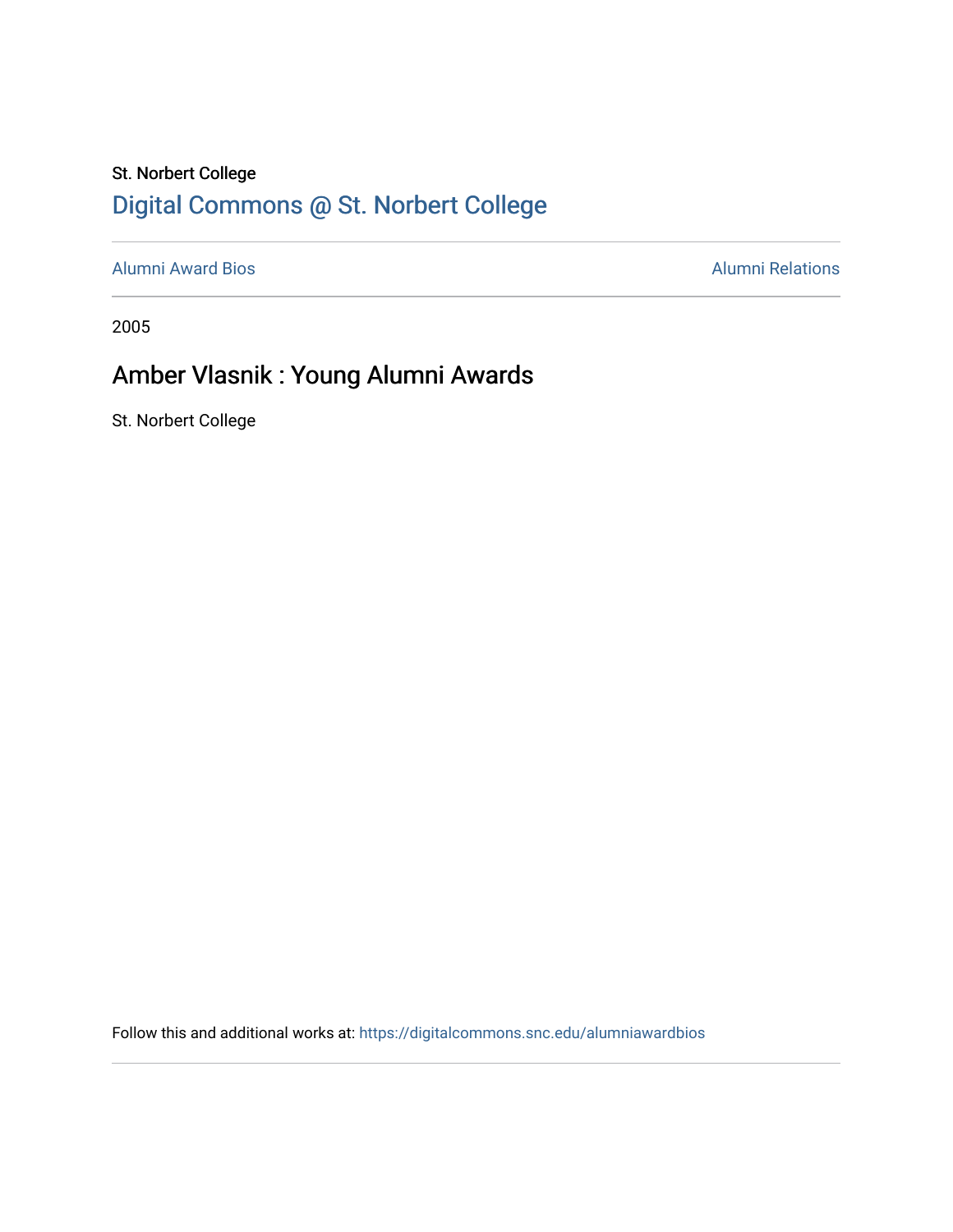St. Norbert College

## Digital Commons @ St. Norbert College

Alumni Award Bios

Alumni Relations

2005

# Amber Vlasnik : Young Alumni Awards

St. Norbert College

Follow this and additional works at: https://digitalcommons.snc.edu/alumniawardbios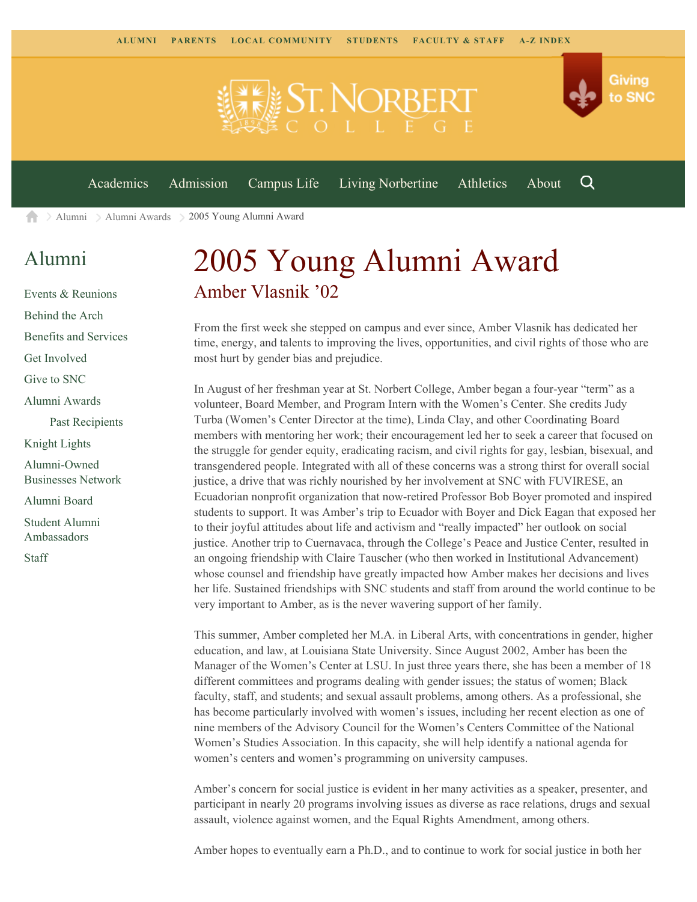ALUMNI PARENTS LOCAL COMMUNITY STUDENTS FACULTY & STAFF A-Z INDEX

Giving to SNC

Academics Admission Campus Life Living Norbertine Athletics About

Alumni > Alumni Awards > 2005 Young Alumni Award

## Alumni

- Events & Reunions
- Behind the Arch
- Benefits and Services
- Get Involved
- Give to SNC
- Alumni Awards
  - Past Recipients
- Knight Lights
- Alumni-Owned Businesses Network
- Alumni Board
- Student Alumni Ambassadors
- Staff

# 2005 Young Alumni Award

## Amber Vlasnik ’02

From the first week she stepped on campus and ever since, Amber Vlasnik has dedicated her time, energy, and talents to improving the lives, opportunities, and civil rights of those who are most hurt by gender bias and prejudice.

In August of her freshman year at St. Norbert College, Amber began a four-year “term” as a volunteer, Board Member, and Program Intern with the Women’s Center. She credits Judy Turba (Women’s Center Director at the time), Linda Clay, and other Coordinating Board members with mentoring her work; their encouragement led her to seek a career that focused on the struggle for gender equity, eradicating racism, and civil rights for gay, lesbian, bisexual, and transgendered people. Integrated with all of these concerns was a strong thirst for overall social justice, a drive that was richly nourished by her involvement at SNC with FUVIRESE, an Ecuadorian nonprofit organization that now-retired Professor Bob Boyer promoted and inspired students to support. It was Amber’s trip to Ecuador with Boyer and Dick Eagan that exposed her to their joyful attitudes about life and activism and “really impacted” her outlook on social justice. Another trip to Cuernavaca, through the College’s Peace and Justice Center, resulted in an ongoing friendship with Claire Tauscher (who then worked in Institutional Advancement) whose counsel and friendship have greatly impacted how Amber makes her decisions and lives her life. Sustained friendships with SNC students and staff from around the world continue to be very important to Amber, as is the never wavering support of her family.

This summer, Amber completed her M.A. in Liberal Arts, with concentrations in gender, higher education, and law, at Louisiana State University. Since August 2002, Amber has been the Manager of the Women’s Center at LSU. In just three years there, she has been a member of 18 different committees and programs dealing with gender issues; the status of women; Black faculty, staff, and students; and sexual assault problems, among others. As a professional, she has become particularly involved with women’s issues, including her recent election as one of nine members of the Advisory Council for the Women’s Centers Committee of the National Women’s Studies Association. In this capacity, she will help identify a national agenda for women’s centers and women’s programming on university campuses.

Amber’s concern for social justice is evident in her many activities as a speaker, presenter, and participant in nearly 20 programs involving issues as diverse as race relations, drugs and sexual assault, violence against women, and the Equal Rights Amendment, among others.

Amber hopes to eventually earn a Ph.D., and to continue to work for social justice in both her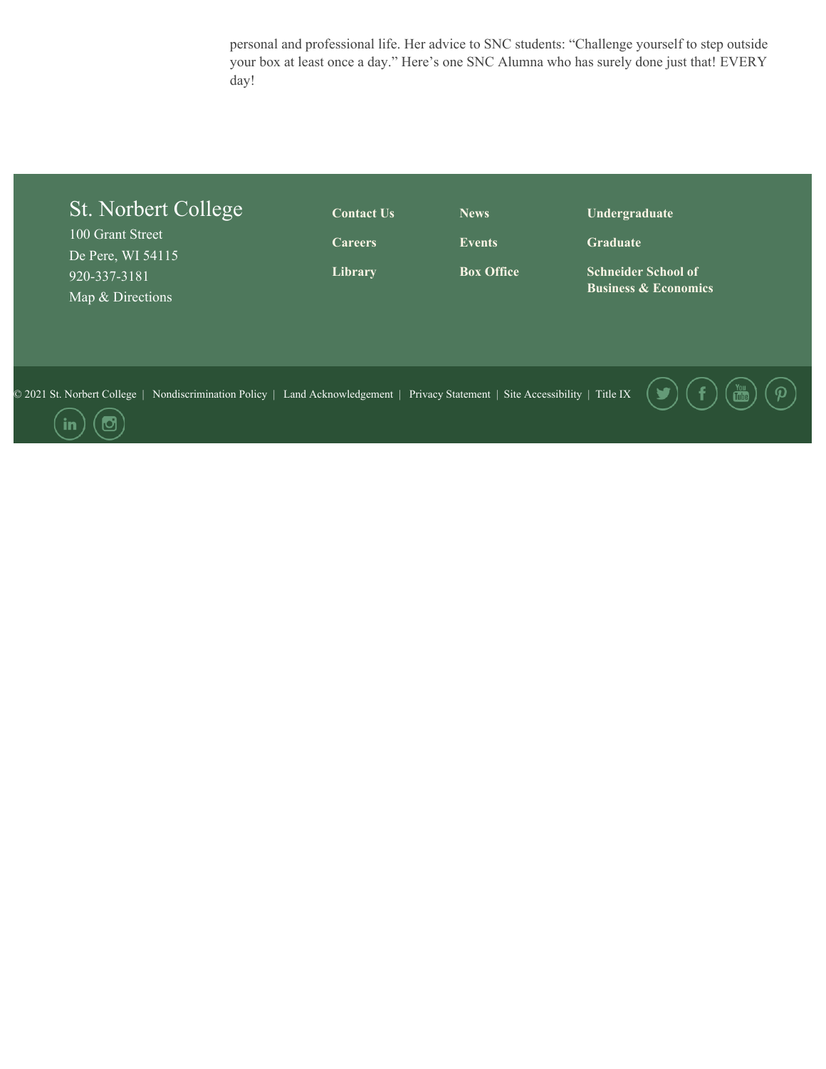personal and professional life. Her advice to SNC students: “Challenge yourself to step outside your box at least once a day.” Here’s one SNC Alumna who has surely done just that! EVERY day!

St. Norbert College

100 Grant Street
De Pere, WI 54115
920-337-3181
Map & Directions

**Contact Us**

**Careers**

**Library**

**News**

**Events**

**Box Office**

**Undergraduate**

**Graduate**

**Schneider School of Business & Economics**

© 2021 St. Norbert College | Nondiscrimination Policy | Land Acknowledgement | Privacy Statement | Site Accessibility | Title IX